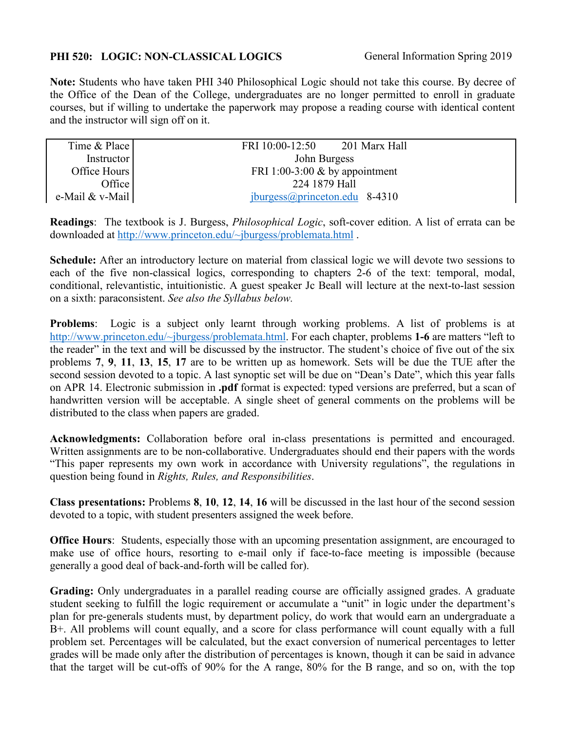**PHI 520: LOGIC: NON-CLASSICAL LOGICS** General Information Spring 2019

**Note:** Students who have taken PHI 340 Philosophical Logic should not take this course. By decree of the Office of the Dean of the College, undergraduates are no longer permitted to enroll in graduate courses, but if willing to undertake the paperwork may propose a reading course with identical content and the instructor will sign off on it.

| | |
|---|---|
| Time & Place | FRI 10:00-12:50 201 Marx Hall |
| Instructor | John Burgess |
| Office Hours | FRI 1:00-3:00 & by appointment |
| Office | 224 1879 Hall |
| e-Mail & v-Mail | jburgess@princeton.edu 8-4310 |

**Readings**: The textbook is J. Burgess, *Philosophical Logic*, soft-cover edition. A list of errata can be downloaded at http://www.princeton.edu/~jburgess/problemata.html .

**Schedule:** After an introductory lecture on material from classical logic we will devote two sessions to each of the five non-classical logics, corresponding to chapters 2-6 of the text: temporal, modal, conditional, relevantistic, intuitionistic. A guest speaker Jc Beall will lecture at the next-to-last session on a sixth: paraconsistent. *See also the Syllabus below.*

**Problems**: Logic is a subject only learnt through working problems. A list of problems is at http://www.princeton.edu/~jburgess/problemata.html. For each chapter, problems **1-6** are matters "left to the reader" in the text and will be discussed by the instructor. The student's choice of five out of the six problems **7**, **9**, **11**, **13**, **15**, **17** are to be written up as homework. Sets will be due the TUE after the second session devoted to a topic. A last synoptic set will be due on "Dean's Date", which this year falls on APR 14. Electronic submission in **.pdf** format is expected: typed versions are preferred, but a scan of handwritten version will be acceptable. A single sheet of general comments on the problems will be distributed to the class when papers are graded.

**Acknowledgments:** Collaboration before oral in-class presentations is permitted and encouraged. Written assignments are to be non-collaborative. Undergraduates should end their papers with the words "This paper represents my own work in accordance with University regulations", the regulations in question being found in *Rights, Rules, and Responsibilities*.

**Class presentations:** Problems **8**, **10**, **12**, **14**, **16** will be discussed in the last hour of the second session devoted to a topic, with student presenters assigned the week before.

**Office Hours**: Students, especially those with an upcoming presentation assignment, are encouraged to make use of office hours, resorting to e-mail only if face-to-face meeting is impossible (because generally a good deal of back-and-forth will be called for).

**Grading:** Only undergraduates in a parallel reading course are officially assigned grades. A graduate student seeking to fulfill the logic requirement or accumulate a "unit" in logic under the department's plan for pre-generals students must, by department policy, do work that would earn an undergraduate a B+. All problems will count equally, and a score for class performance will count equally with a full problem set. Percentages will be calculated, but the exact conversion of numerical percentages to letter grades will be made only after the distribution of percentages is known, though it can be said in advance that the target will be cut-offs of 90% for the A range, 80% for the B range, and so on, with the top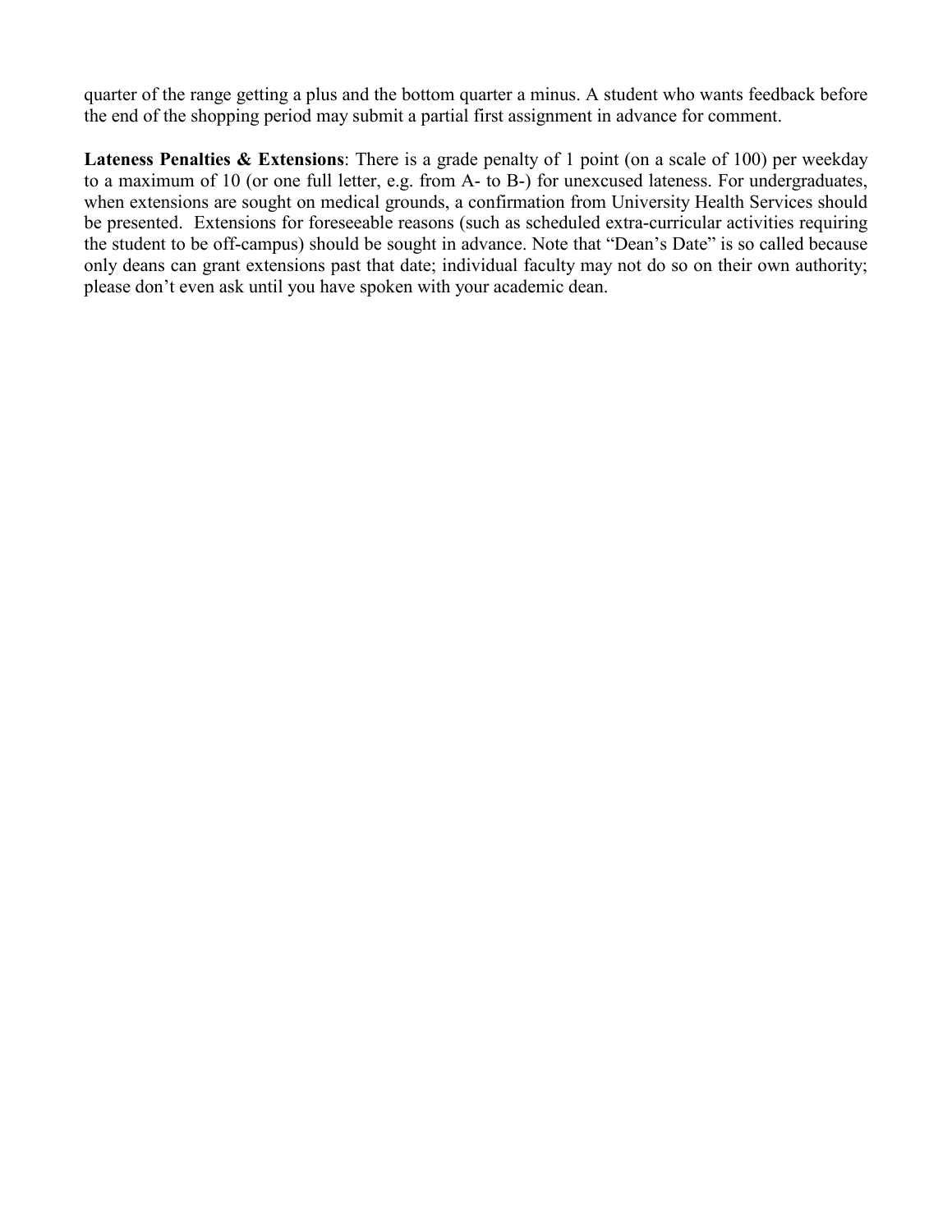quarter of the range getting a plus and the bottom quarter a minus. A student who wants feedback before the end of the shopping period may submit a partial first assignment in advance for comment.

**Lateness Penalties & Extensions**: There is a grade penalty of 1 point (on a scale of 100) per weekday to a maximum of 10 (or one full letter, e.g. from A- to B-) for unexcused lateness. For undergraduates, when extensions are sought on medical grounds, a confirmation from University Health Services should be presented. Extensions for foreseeable reasons (such as scheduled extra-curricular activities requiring the student to be off-campus) should be sought in advance. Note that "Dean's Date" is so called because only deans can grant extensions past that date; individual faculty may not do so on their own authority; please don't even ask until you have spoken with your academic dean.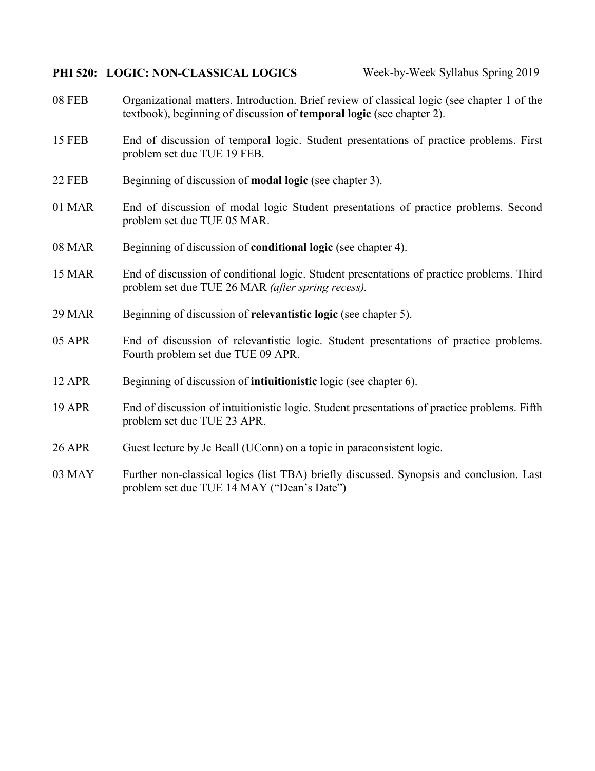**PHI 520: LOGIC: NON-CLASSICAL LOGICS** Week-by-Week Syllabus Spring 2019

| | |
|---|---|
| 08 FEB | Organizational matters. Introduction. Brief review of classical logic (see chapter 1 of the textbook), beginning of discussion of **temporal logic** (see chapter 2). |
| 15 FEB | End of discussion of temporal logic. Student presentations of practice problems. First problem set due TUE 19 FEB. |
| 22 FEB | Beginning of discussion of **modal logic** (see chapter 3). |
| 01 MAR | End of discussion of modal logic Student presentations of practice problems. Second problem set due TUE 05 MAR. |
| 08 MAR | Beginning of discussion of **conditional logic** (see chapter 4). |
| 15 MAR | End of discussion of conditional logic. Student presentations of practice problems. Third problem set due TUE 26 MAR *(after spring recess).* |
| 29 MAR | Beginning of discussion of **relevantistic logic** (see chapter 5). |
| 05 APR | End of discussion of relevantistic logic. Student presentations of practice problems. Fourth problem set due TUE 09 APR. |
| 12 APR | Beginning of discussion of **intiuitionistic** logic (see chapter 6). |
| 19 APR | End of discussion of intuitionistic logic. Student presentations of practice problems. Fifth problem set due TUE 23 APR. |
| 26 APR | Guest lecture by Jc Beall (UConn) on a topic in paraconsistent logic. |
| 03 MAY | Further non-classical logics (list TBA) briefly discussed. Synopsis and conclusion. Last problem set due TUE 14 MAY ("Dean's Date") |